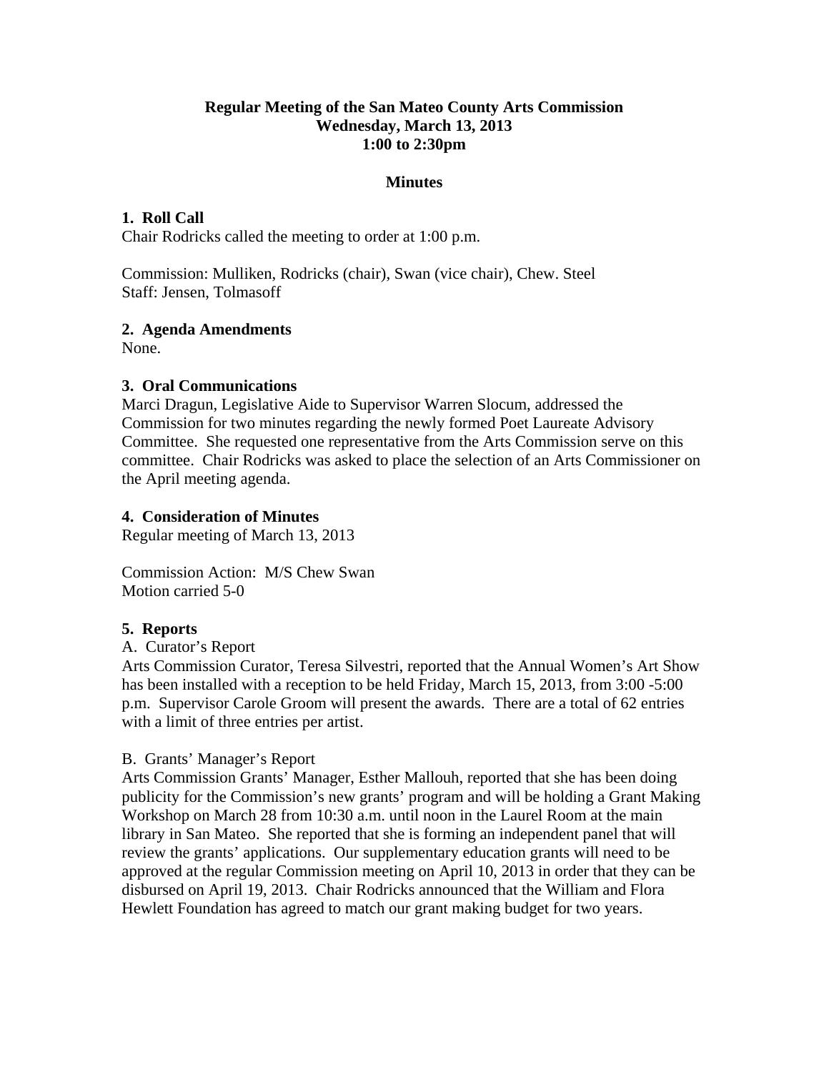**Regular Meeting of the San Mateo County Arts Commission**
**Wednesday, March 13, 2013**
**1:00 to 2:30pm**

**Minutes**

**1. Roll Call**
Chair Rodricks called the meeting to order at 1:00 p.m.

Commission: Mulliken, Rodricks (chair), Swan (vice chair), Chew. Steel
Staff: Jensen, Tolmasoff

**2. Agenda Amendments**
None.

**3. Oral Communications**
Marci Dragun, Legislative Aide to Supervisor Warren Slocum, addressed the Commission for two minutes regarding the newly formed Poet Laureate Advisory Committee. She requested one representative from the Arts Commission serve on this committee. Chair Rodricks was asked to place the selection of an Arts Commissioner on the April meeting agenda.

**4. Consideration of Minutes**
Regular meeting of March 13, 2013

Commission Action: M/S Chew Swan
Motion carried 5-0

**5. Reports**
A. Curator's Report
Arts Commission Curator, Teresa Silvestri, reported that the Annual Women's Art Show has been installed with a reception to be held Friday, March 15, 2013, from 3:00 -5:00 p.m. Supervisor Carole Groom will present the awards. There are a total of 62 entries with a limit of three entries per artist.

B. Grants' Manager's Report
Arts Commission Grants' Manager, Esther Mallouh, reported that she has been doing publicity for the Commission's new grants' program and will be holding a Grant Making Workshop on March 28 from 10:30 a.m. until noon in the Laurel Room at the main library in San Mateo. She reported that she is forming an independent panel that will review the grants' applications. Our supplementary education grants will need to be approved at the regular Commission meeting on April 10, 2013 in order that they can be disbursed on April 19, 2013. Chair Rodricks announced that the William and Flora Hewlett Foundation has agreed to match our grant making budget for two years.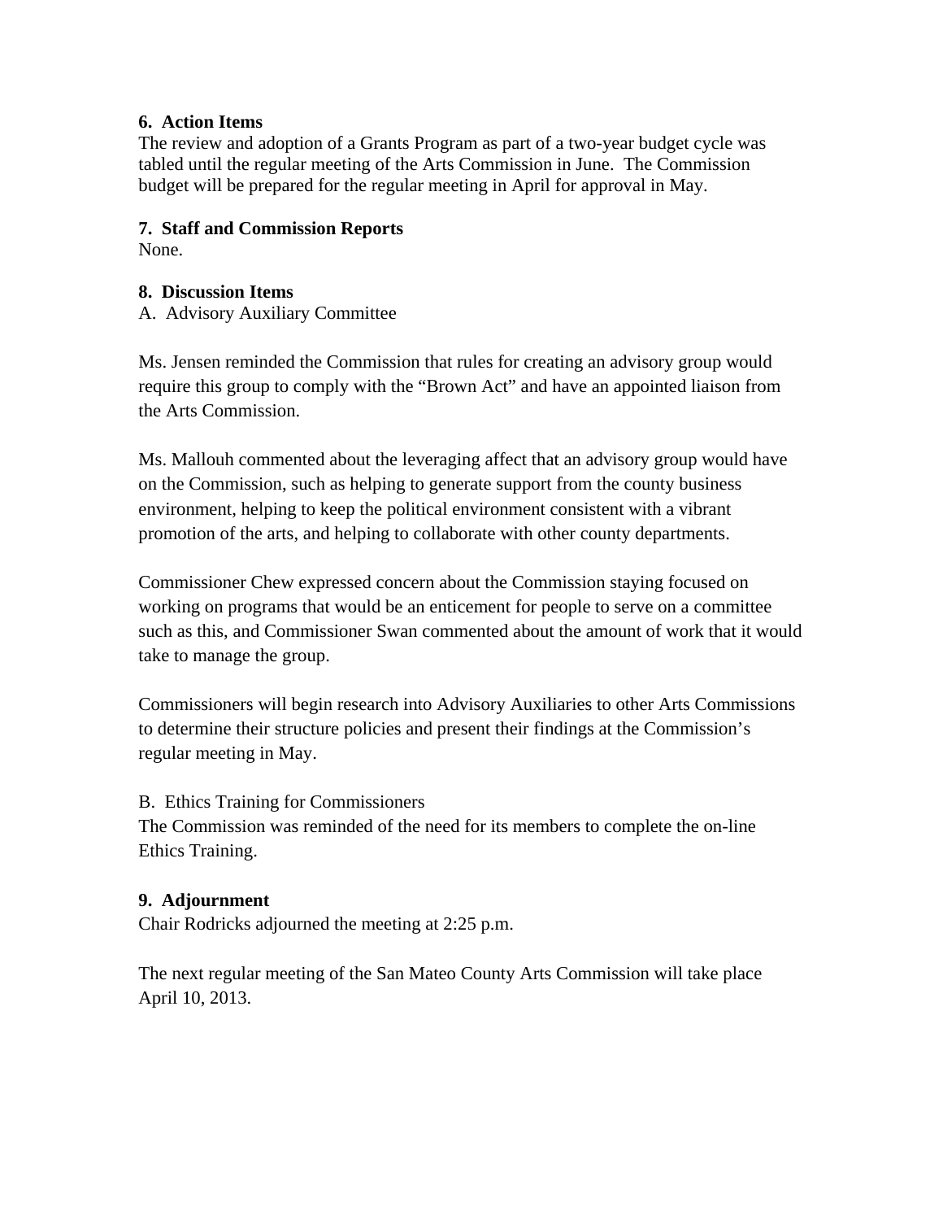**6. Action Items**

The review and adoption of a Grants Program as part of a two-year budget cycle was tabled until the regular meeting of the Arts Commission in June. The Commission budget will be prepared for the regular meeting in April for approval in May.

**7. Staff and Commission Reports**

None.

**8. Discussion Items**

A. Advisory Auxiliary Committee

Ms. Jensen reminded the Commission that rules for creating an advisory group would require this group to comply with the "Brown Act" and have an appointed liaison from the Arts Commission.

Ms. Mallouh commented about the leveraging affect that an advisory group would have on the Commission, such as helping to generate support from the county business environment, helping to keep the political environment consistent with a vibrant promotion of the arts, and helping to collaborate with other county departments.

Commissioner Chew expressed concern about the Commission staying focused on working on programs that would be an enticement for people to serve on a committee such as this, and Commissioner Swan commented about the amount of work that it would take to manage the group.

Commissioners will begin research into Advisory Auxiliaries to other Arts Commissions to determine their structure policies and present their findings at the Commission's regular meeting in May.

B. Ethics Training for Commissioners

The Commission was reminded of the need for its members to complete the on-line Ethics Training.

**9. Adjournment**

Chair Rodricks adjourned the meeting at 2:25 p.m.

The next regular meeting of the San Mateo County Arts Commission will take place April 10, 2013.